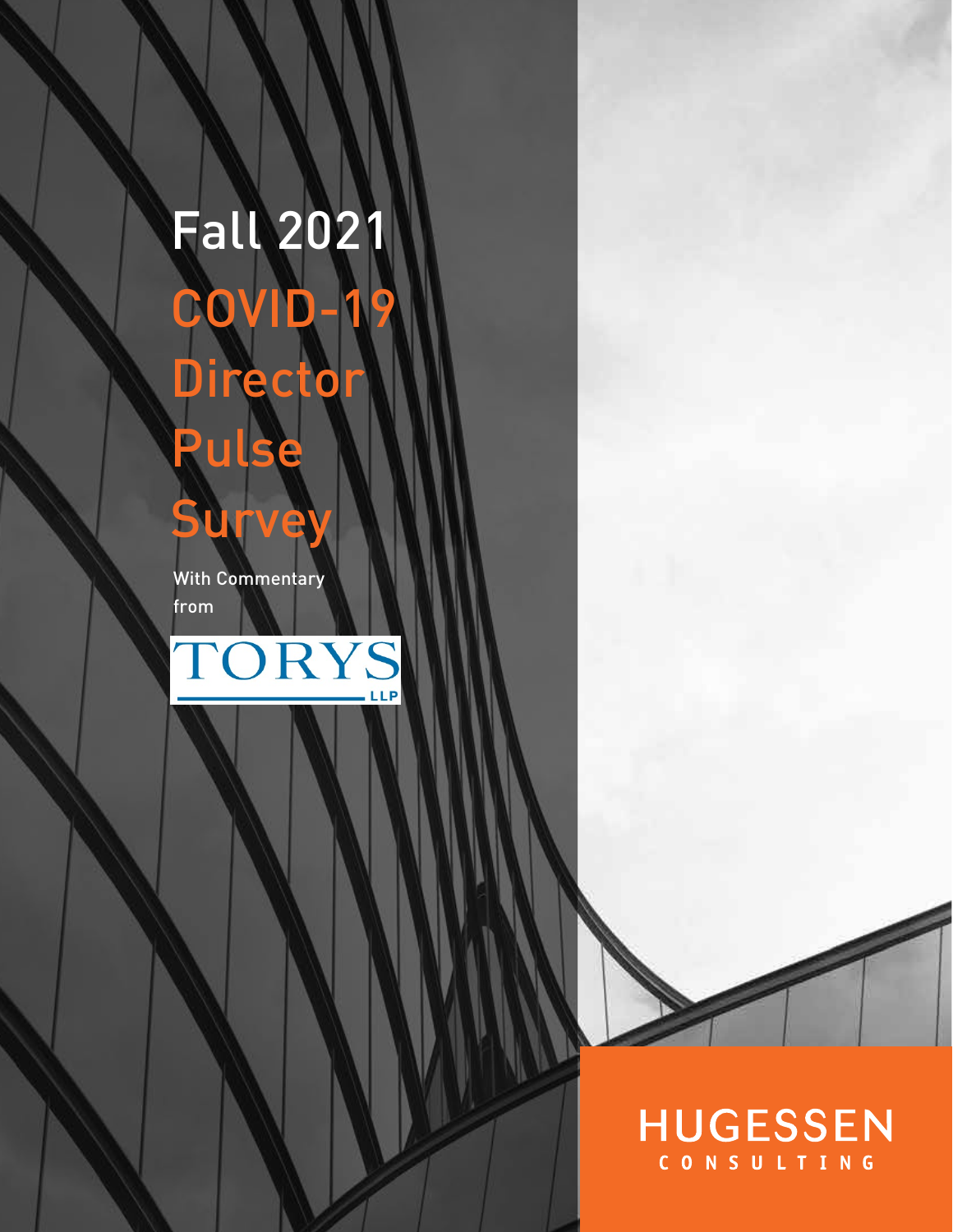# Fall 2021 COVID-19 Director Pulse Survey

With Commentary from

TORYS LLP

HUGESSEN CONSULTING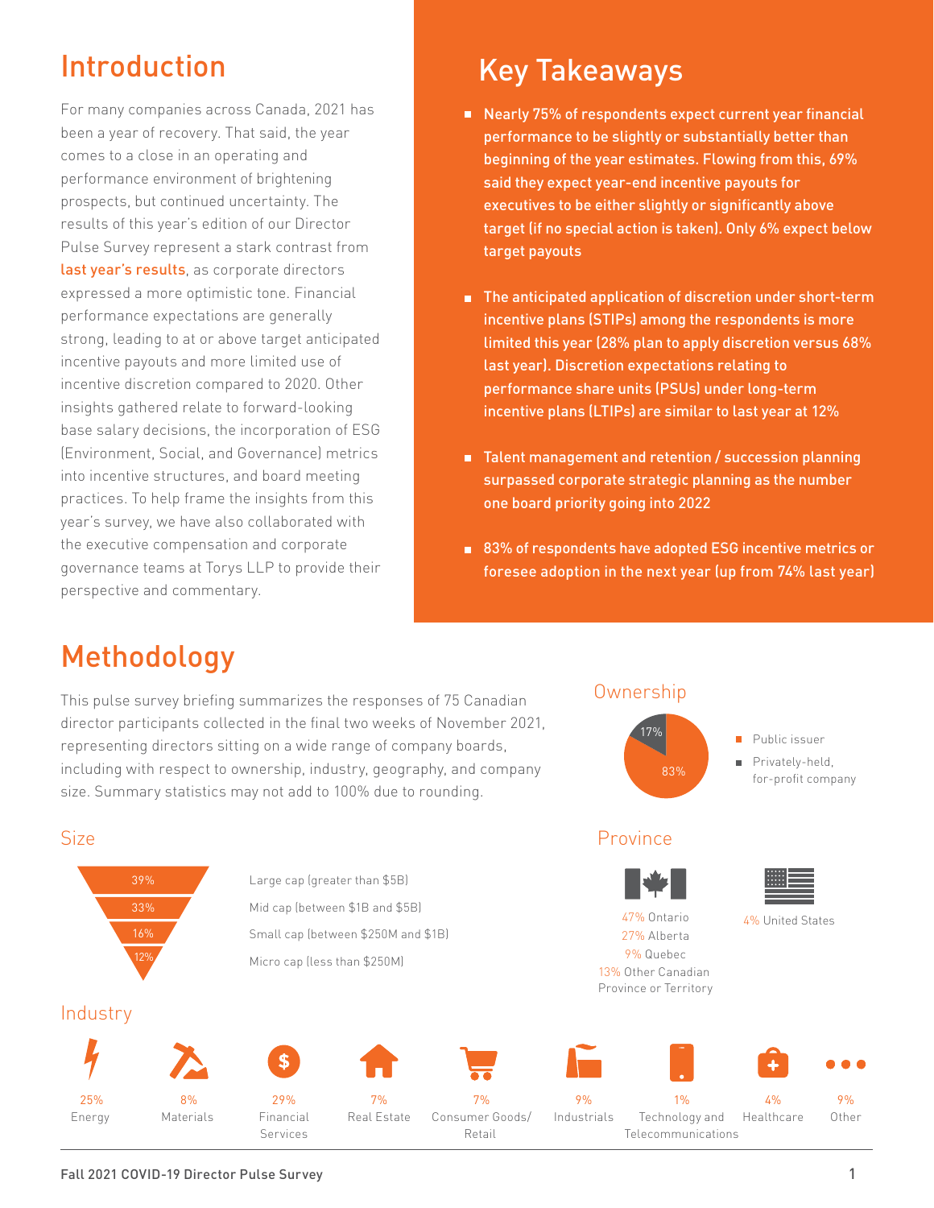## Introduction

For many companies across Canada, 2021 has been a year of recovery. That said, the year comes to a close in an operating and performance environment of brightening prospects, but continued uncertainty. The results of this year's edition of our Director Pulse Survey represent a stark contrast from last year's results, as corporate directors expressed a more optimistic tone. Financial performance expectations are generally strong, leading to at or above target anticipated incentive payouts and more limited use of incentive discretion compared to 2020. Other insights gathered relate to forward-looking base salary decisions, the incorporation of ESG (Environment, Social, and Governance) metrics into incentive structures, and board meeting practices. To help frame the insights from this year's survey, we have also collaborated with the executive compensation and corporate governance teams at Torys LLP to provide their perspective and commentary.

## Key Takeaways

- Nearly 75% of respondents expect current year financial performance to be slightly or substantially better than beginning of the year estimates. Flowing from this, 69% said they expect year-end incentive payouts for executives to be either slightly or significantly above target (if no special action is taken). Only 6% expect below target payouts
- The anticipated application of discretion under short-term incentive plans (STIPs) among the respondents is more limited this year (28% plan to apply discretion versus 68% last year). Discretion expectations relating to performance share units (PSUs) under long-term incentive plans (LTIPs) are similar to last year at 12%
- Talent management and retention / succession planning surpassed corporate strategic planning as the number one board priority going into 2022
- 83% of respondents have adopted ESG incentive metrics or foresee adoption in the next year (up from 74% last year)

## Methodology

This pulse survey briefing summarizes the responses of 75 Canadian director participants collected in the final two weeks of November 2021, representing directors sitting on a wide range of company boards, including with respect to ownership, industry, geography, and company size. Summary statistics may not add to 100% due to rounding.

### Ownership

- 83% Public issuer
- 17% Privately-held, for-profit company

### Size

- 39% Large cap (greater than $5B)
- 33% Mid cap (between $1B and $5B)
- 16% Small cap (between $250M and $1B)
- 12% Micro cap (less than $250M)

### Province

- 47% Ontario
- 27% Alberta
- 9% Quebec
- 13% Other Canadian Province or Territory
- 4% United States

### Industry

| Industry | % |
|---|---|
| Energy | 25% |
| Materials | 8% |
| Financial Services | 29% |
| Real Estate | 7% |
| Consumer Goods/ Retail | 7% |
| Industrials | 9% |
| Technology and Telecommunications | 1% |
| Healthcare | 4% |
| Other | 9% |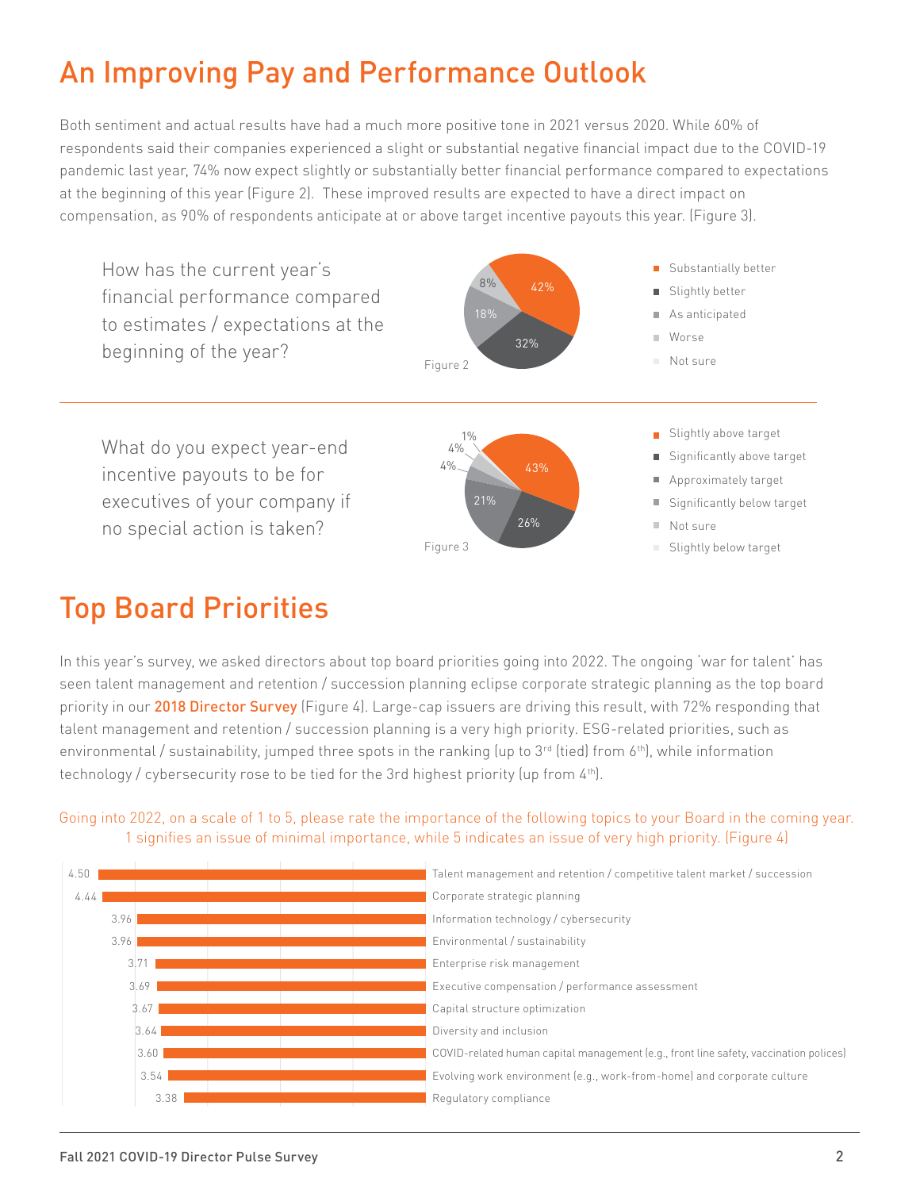# An Improving Pay and Performance Outlook

Both sentiment and actual results have had a much more positive tone in 2021 versus 2020. While 60% of respondents said their companies experienced a slight or substantial negative financial impact due to the COVID-19 pandemic last year, 74% now expect slightly or substantially better financial performance compared to expectations at the beginning of this year (Figure 2). These improved results are expected to have a direct impact on compensation, as 90% of respondents anticipate at or above target incentive payouts this year. (Figure 3).

How has the current year's financial performance compared to estimates / expectations at the beginning of the year?

| Response | % |
| --- | --- |
| Substantially better | 42% |
| Slightly better | 32% |
| As anticipated | 18% |
| Worse | 8% |
| Not sure | |

Figure 2

What do you expect year-end incentive payouts to be for executives of your company if no special action is taken?

| Response | % |
| --- | --- |
| Slightly above target | 43% |
| Significantly above target | 26% |
| Approximately target | 21% |
| Significantly below target | 4% |
| Not sure | 4% |
| Slightly below target | 1% |

Figure 3

# Top Board Priorities

In this year's survey, we asked directors about top board priorities going into 2022. The ongoing 'war for talent' has seen talent management and retention / succession planning eclipse corporate strategic planning as the top board priority in our **2018 Director Survey** (Figure 4). Large-cap issuers are driving this result, with 72% responding that talent management and retention / succession planning is a very high priority. ESG-related priorities, such as environmental / sustainability, jumped three spots in the ranking (up to 3rd (tied) from 6th), while information technology / cybersecurity rose to be tied for the 3rd highest priority (up from 4th).

Going into 2022, on a scale of 1 to 5, please rate the importance of the following topics to your Board in the coming year. 1 signifies an issue of minimal importance, while 5 indicates an issue of very high priority. (Figure 4)

| Topic | Rating |
| --- | --- |
| Talent management and retention / competitive talent market / succession | 4.50 |
| Corporate strategic planning | 4.44 |
| Information technology / cybersecurity | 3.96 |
| Environmental / sustainability | 3.96 |
| Enterprise risk management | 3.71 |
| Executive compensation / performance assessment | 3.69 |
| Capital structure optimization | 3.67 |
| Diversity and inclusion | 3.64 |
| COVID-related human capital management (e.g., front line safety, vaccination polices) | 3.60 |
| Evolving work environment (e.g., work-from-home) and corporate culture | 3.54 |
| Regulatory compliance | 3.38 |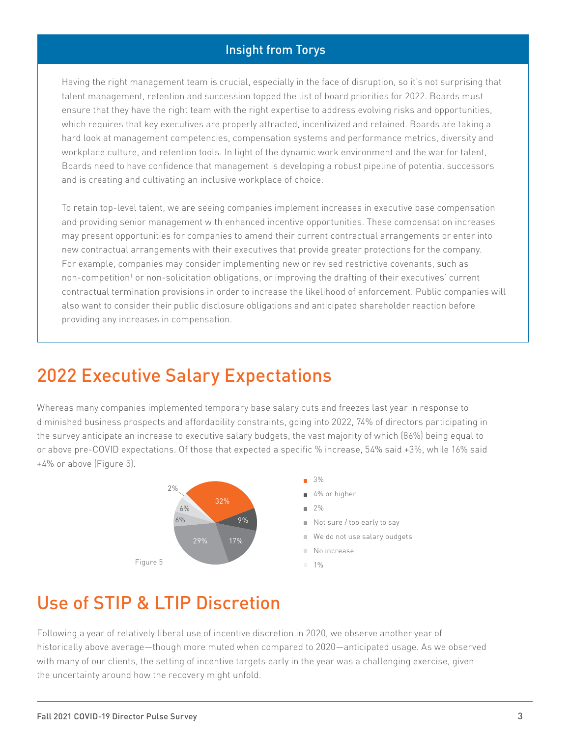## Insight from Torys

Having the right management team is crucial, especially in the face of disruption, so it's not surprising that talent management, retention and succession topped the list of board priorities for 2022. Boards must ensure that they have the right team with the right expertise to address evolving risks and opportunities, which requires that key executives are properly attracted, incentivized and retained. Boards are taking a hard look at management competencies, compensation systems and performance metrics, diversity and workplace culture, and retention tools. In light of the dynamic work environment and the war for talent, Boards need to have confidence that management is developing a robust pipeline of potential successors and is creating and cultivating an inclusive workplace of choice.

To retain top-level talent, we are seeing companies implement increases in executive base compensation and providing senior management with enhanced incentive opportunities. These compensation increases may present opportunities for companies to amend their current contractual arrangements or enter into new contractual arrangements with their executives that provide greater protections for the company. For example, companies may consider implementing new or revised restrictive covenants, such as non-competition[1] or non-solicitation obligations, or improving the drafting of their executives' current contractual termination provisions in order to increase the likelihood of enforcement. Public companies will also want to consider their public disclosure obligations and anticipated shareholder reaction before providing any increases in compensation.

# 2022 Executive Salary Expectations

Whereas many companies implemented temporary base salary cuts and freezes last year in response to diminished business prospects and affordability constraints, going into 2022, 74% of directors participating in the survey anticipate an increase to executive salary budgets, the vast majority of which (86%) being equal to or above pre-COVID expectations. Of those that expected a specific % increase, 54% said +3%, while 16% said +4% or above (Figure 5).

| Response | % |
|---|---|
| 3% | 32% |
| 4% or higher | 9% |
| 2% | 17% |
| Not sure / too early to say | 29% |
| We do not use salary budgets | 6% |
| No increase | 6% |
| 1% | 2% |

Figure 5

# Use of STIP & LTIP Discretion

Following a year of relatively liberal use of incentive discretion in 2020, we observe another year of historically above average—though more muted when compared to 2020—anticipated usage. As we observed with many of our clients, the setting of incentive targets early in the year was a challenging exercise, given the uncertainty around how the recovery might unfold.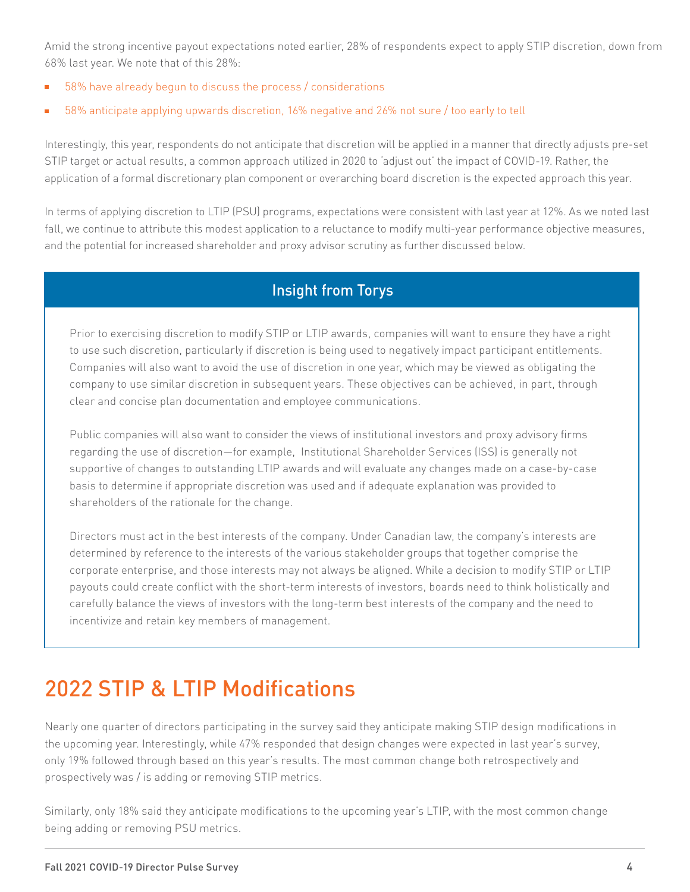Amid the strong incentive payout expectations noted earlier, 28% of respondents expect to apply STIP discretion, down from 68% last year. We note that of this 28%:

- 58% have already begun to discuss the process / considerations
- 58% anticipate applying upwards discretion, 16% negative and 26% not sure / too early to tell

Interestingly, this year, respondents do not anticipate that discretion will be applied in a manner that directly adjusts pre-set STIP target or actual results, a common approach utilized in 2020 to 'adjust out' the impact of COVID-19. Rather, the application of a formal discretionary plan component or overarching board discretion is the expected approach this year.

In terms of applying discretion to LTIP (PSU) programs, expectations were consistent with last year at 12%. As we noted last fall, we continue to attribute this modest application to a reluctance to modify multi-year performance objective measures, and the potential for increased shareholder and proxy advisor scrutiny as further discussed below.

### Insight from Torys

Prior to exercising discretion to modify STIP or LTIP awards, companies will want to ensure they have a right to use such discretion, particularly if discretion is being used to negatively impact participant entitlements. Companies will also want to avoid the use of discretion in one year, which may be viewed as obligating the company to use similar discretion in subsequent years. These objectives can be achieved, in part, through clear and concise plan documentation and employee communications.

Public companies will also want to consider the views of institutional investors and proxy advisory firms regarding the use of discretion—for example, Institutional Shareholder Services (ISS) is generally not supportive of changes to outstanding LTIP awards and will evaluate any changes made on a case-by-case basis to determine if appropriate discretion was used and if adequate explanation was provided to shareholders of the rationale for the change.

Directors must act in the best interests of the company. Under Canadian law, the company's interests are determined by reference to the interests of the various stakeholder groups that together comprise the corporate enterprise, and those interests may not always be aligned. While a decision to modify STIP or LTIP payouts could create conflict with the short-term interests of investors, boards need to think holistically and carefully balance the views of investors with the long-term best interests of the company and the need to incentivize and retain key members of management.

## 2022 STIP & LTIP Modifications

Nearly one quarter of directors participating in the survey said they anticipate making STIP design modifications in the upcoming year. Interestingly, while 47% responded that design changes were expected in last year's survey, only 19% followed through based on this year's results. The most common change both retrospectively and prospectively was / is adding or removing STIP metrics.

Similarly, only 18% said they anticipate modifications to the upcoming year's LTIP, with the most common change being adding or removing PSU metrics.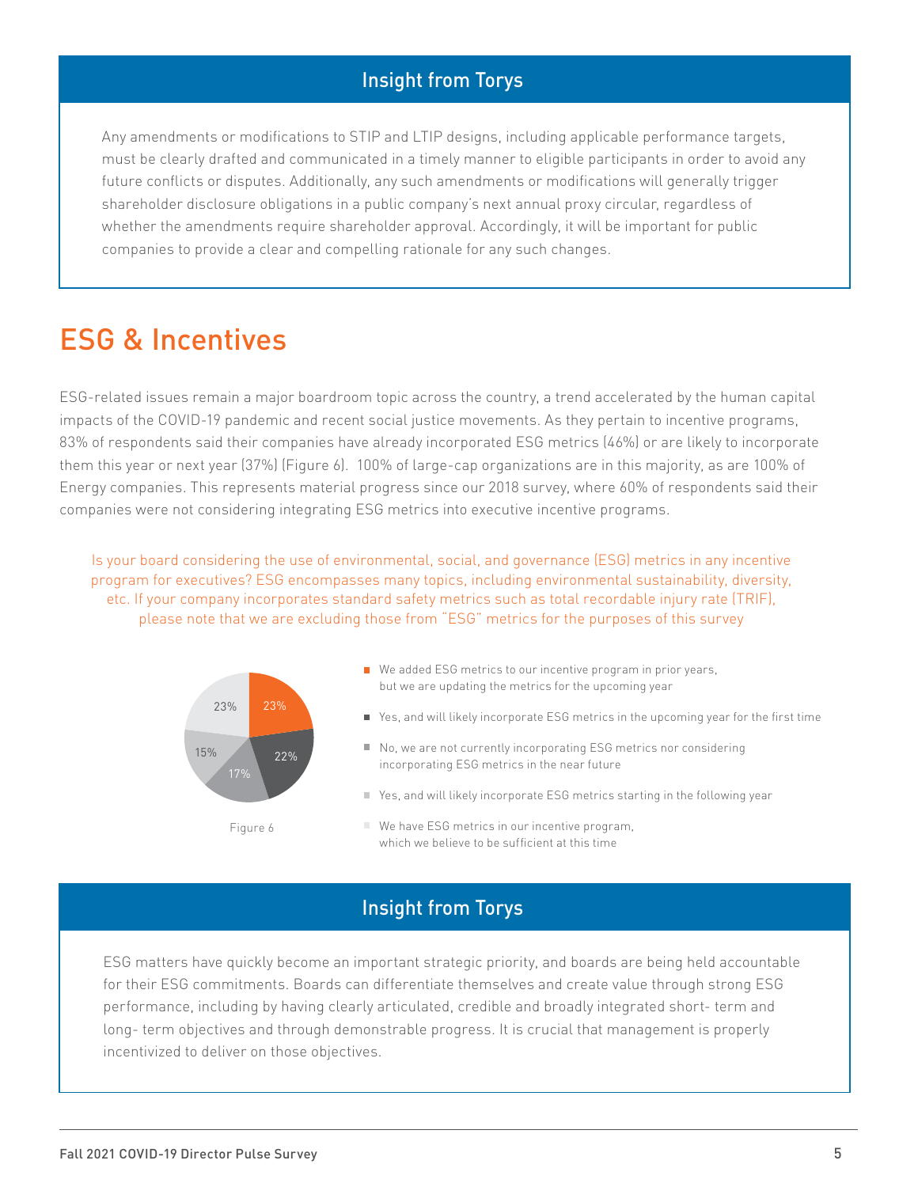### Insight from Torys

Any amendments or modifications to STIP and LTIP designs, including applicable performance targets, must be clearly drafted and communicated in a timely manner to eligible participants in order to avoid any future conflicts or disputes. Additionally, any such amendments or modifications will generally trigger shareholder disclosure obligations in a public company's next annual proxy circular, regardless of whether the amendments require shareholder approval. Accordingly, it will be important for public companies to provide a clear and compelling rationale for any such changes.

## ESG & Incentives

ESG-related issues remain a major boardroom topic across the country, a trend accelerated by the human capital impacts of the COVID-19 pandemic and recent social justice movements. As they pertain to incentive programs, 83% of respondents said their companies have already incorporated ESG metrics (46%) or are likely to incorporate them this year or next year (37%) (Figure 6). 100% of large-cap organizations are in this majority, as are 100% of Energy companies. This represents material progress since our 2018 survey, where 60% of respondents said their companies were not considering integrating ESG metrics into executive incentive programs.

Is your board considering the use of environmental, social, and governance (ESG) metrics in any incentive program for executives? ESG encompasses many topics, including environmental sustainability, diversity, etc. If your company incorporates standard safety metrics such as total recordable injury rate (TRIF), please note that we are excluding those from "ESG" metrics for the purposes of this survey

| Response | % |
|---|---|
| We added ESG metrics to our incentive program in prior years, but we are updating the metrics for the upcoming year | 23% |
| Yes, and will likely incorporate ESG metrics in the upcoming year for the first time | 22% |
| No, we are not currently incorporating ESG metrics nor considering incorporating ESG metrics in the near future | 17% |
| Yes, and will likely incorporate ESG metrics starting in the following year | 15% |
| We have ESG metrics in our incentive program, which we believe to be sufficient at this time | 23% |

Figure 6

### Insight from Torys

ESG matters have quickly become an important strategic priority, and boards are being held accountable for their ESG commitments. Boards can differentiate themselves and create value through strong ESG performance, including by having clearly articulated, credible and broadly integrated short- term and long- term objectives and through demonstrable progress. It is crucial that management is properly incentivized to deliver on those objectives.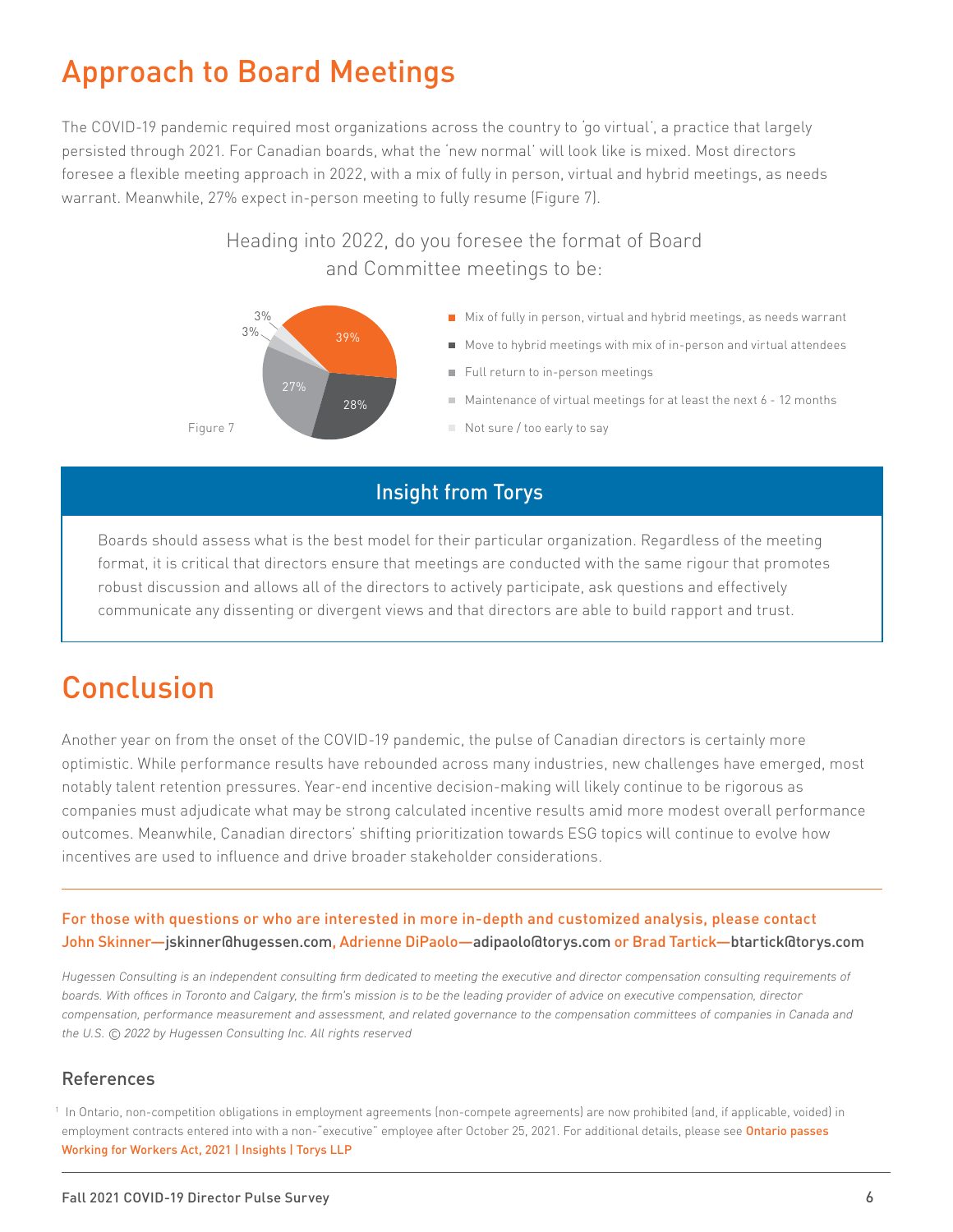# Approach to Board Meetings

The COVID-19 pandemic required most organizations across the country to 'go virtual', a practice that largely persisted through 2021. For Canadian boards, what the 'new normal' will look like is mixed. Most directors foresee a flexible meeting approach in 2022, with a mix of fully in person, virtual and hybrid meetings, as needs warrant. Meanwhile, 27% expect in-person meeting to fully resume (Figure 7).

Heading into 2022, do you foresee the format of Board and Committee meetings to be:

3%
3%
39%
27%
28%

- Mix of fully in person, virtual and hybrid meetings, as needs warrant
- Move to hybrid meetings with mix of in-person and virtual attendees
- Full return to in-person meetings
- Maintenance of virtual meetings for at least the next 6 - 12 months
- Not sure / too early to say

Figure 7

## Insight from Torys

Boards should assess what is the best model for their particular organization. Regardless of the meeting format, it is critical that directors ensure that meetings are conducted with the same rigour that promotes robust discussion and allows all of the directors to actively participate, ask questions and effectively communicate any dissenting or divergent views and that directors are able to build rapport and trust.

# Conclusion

Another year on from the onset of the COVID-19 pandemic, the pulse of Canadian directors is certainly more optimistic. While performance results have rebounded across many industries, new challenges have emerged, most notably talent retention pressures. Year-end incentive decision-making will likely continue to be rigorous as companies must adjudicate what may be strong calculated incentive results amid more modest overall performance outcomes. Meanwhile, Canadian directors' shifting prioritization towards ESG topics will continue to evolve how incentives are used to influence and drive broader stakeholder considerations.

For those with questions or who are interested in more in-depth and customized analysis, please contact John Skinner—jskinner@hugessen.com, Adrienne DiPaolo—adipaolo@torys.com or Brad Tartick—btartick@torys.com

*Hugessen Consulting is an independent consulting firm dedicated to meeting the executive and director compensation consulting requirements of boards. With offices in Toronto and Calgary, the firm's mission is to be the leading provider of advice on executive compensation, director compensation, performance measurement and assessment, and related governance to the compensation committees of companies in Canada and the U.S. © 2022 by Hugessen Consulting Inc. All rights reserved*

## References

[1] In Ontario, non-competition obligations in employment agreements (non-compete agreements) are now prohibited (and, if applicable, voided) in employment contracts entered into with a non-"executive" employee after October 25, 2021. For additional details, please see Ontario passes Working for Workers Act, 2021 | Insights | Torys LLP